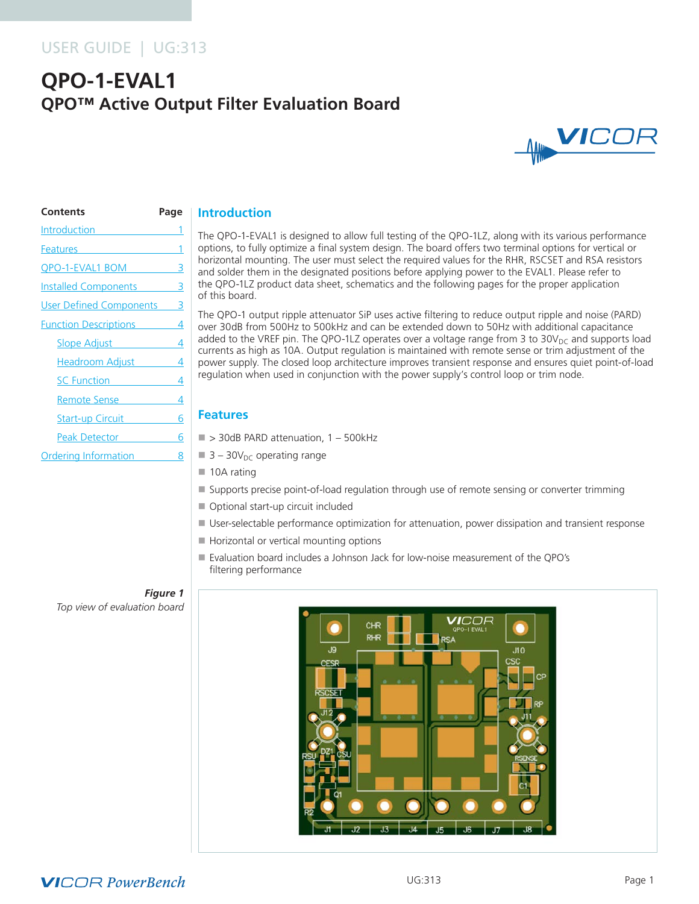USER GUIDE | UG:313

# QPO-1-EVAL1

## QPO™ Active Output Filter Evaluation Board

| Contents | Page |
|---|---|
| Introduction | 1 |
| Features | 1 |
| QPO-1-EVAL1 BOM | 3 |
| Installed Components | 3 |
| User Defined Components | 3 |
| Function Descriptions | 4 |
| Slope Adjust | 4 |
| Headroom Adjust | 4 |
| SC Function | 4 |
| Remote Sense | 4 |
| Start-up Circuit | 6 |
| Peak Detector | 6 |
| Ordering Information | 8 |

## Introduction

The QPO-1-EVAL1 is designed to allow full testing of the QPO-1LZ, along with its various performance options, to fully optimize a final system design. The board offers two terminal options for vertical or horizontal mounting. The user must select the required values for the RHR, RSCSET and RSA resistors and solder them in the designated positions before applying power to the EVAL1. Please refer to the QPO-1LZ product data sheet, schematics and the following pages for the proper application of this board.

The QPO-1 output ripple attenuator SiP uses active filtering to reduce output ripple and noise (PARD) over 30dB from 500Hz to 500kHz and can be extended down to 50Hz with additional capacitance added to the VREF pin. The QPO-1LZ operates over a voltage range from 3 to $30V_{DC}$ and supports load currents as high as 10A. Output regulation is maintained with remote sense or trim adjustment of the power supply. The closed loop architecture improves transient response and ensures quiet point-of-load regulation when used in conjunction with the power supply's control loop or trim node.

## Features

- > 30dB PARD attenuation, 1 – 500kHz
- 3 – $30V_{DC}$ operating range
- 10A rating
- Supports precise point-of-load regulation through use of remote sensing or converter trimming
- Optional start-up circuit included
- User-selectable performance optimization for attenuation, power dissipation and transient response
- Horizontal or vertical mounting options
- Evaluation board includes a Johnson Jack for low-noise measurement of the QPO's filtering performance

***Figure 1***
*Top view of evaluation board*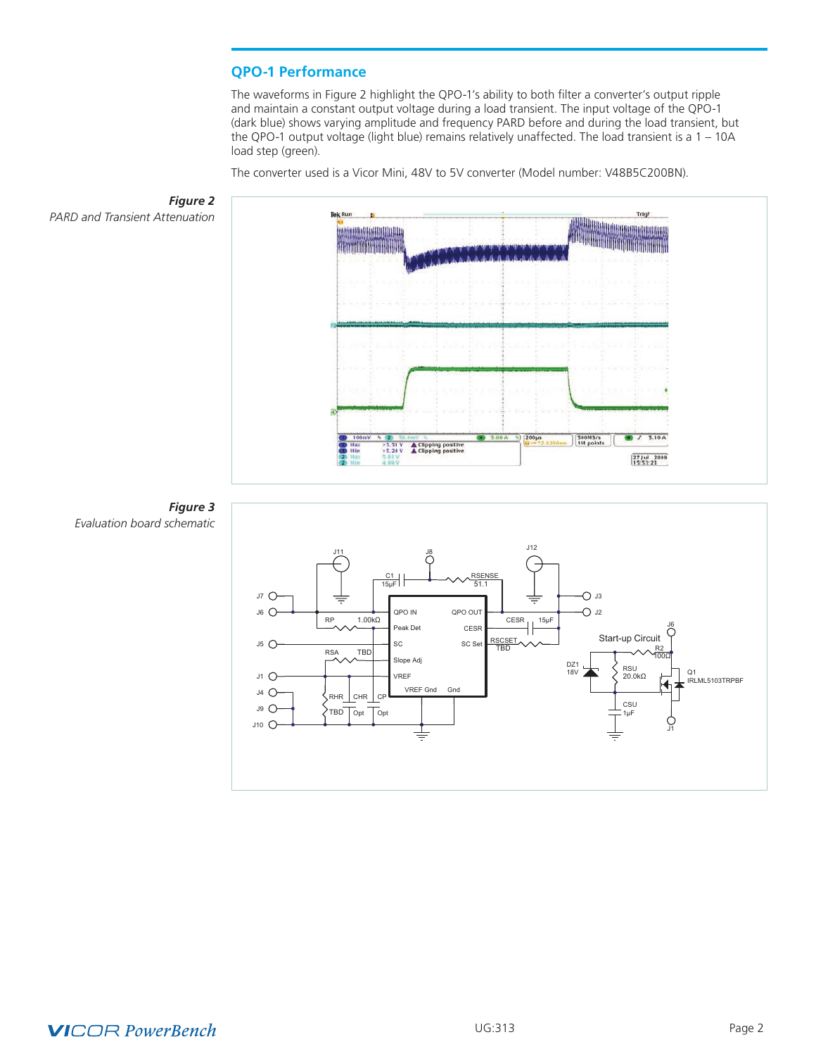## QPO-1 Performance

The waveforms in Figure 2 highlight the QPO-1's ability to both filter a converter's output ripple and maintain a constant output voltage during a load transient. The input voltage of the QPO-1 (dark blue) shows varying amplitude and frequency PARD before and during the load transient, but the QPO-1 output voltage (light blue) remains relatively unaffected. The load transient is a 1 – 10A load step (green).

The converter used is a Vicor Mini, 48V to 5V converter (Model number: V48B5C200BN).

***Figure 2***
*PARD and Transient Attenuation*

***Figure 3***
*Evaluation board schematic*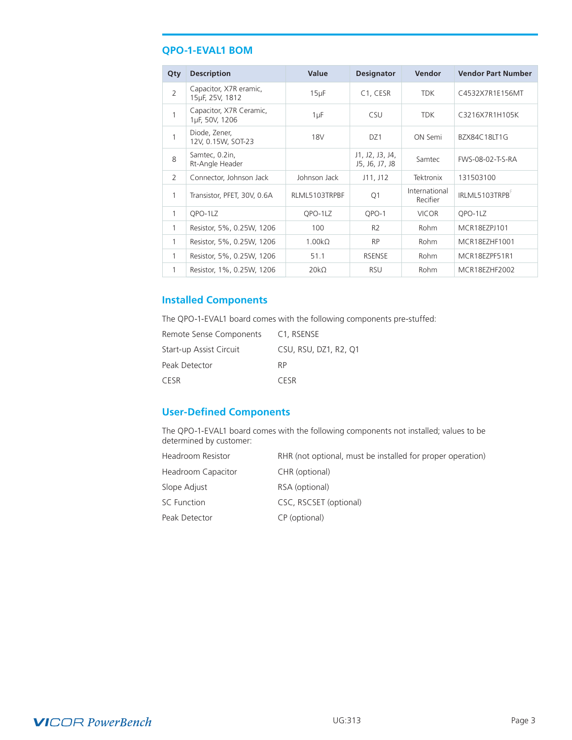## QPO-1-EVAL1 BOM

| Qty | Description | Value | Designator | Vendor | Vendor Part Number |
|---|---|---|---|---|---|
| 2 | Capacitor, X7R eramic, 15µF, 25V, 1812 | 15µF | C1, CESR | TDK | C4532X7R1E156MT |
| 1 | Capacitor, X7R Ceramic, 1µF, 50V, 1206 | 1µF | CSU | TDK | C3216X7R1H105K |
| 1 | Diode, Zener, 12V, 0.15W, SOT-23 | 18V | DZ1 | ON Semi | BZX84C18LT1G |
| 8 | Samtec, 0.2in, Rt-Angle Header | | J1, J2, J3, J4, J5, J6, J7, J8 | Samtec | FWS-08-02-T-S-RA |
| 2 | Connector, Johnson Jack | Johnson Jack | J11, J12 | Tektronix | 131503100 |
| 1 | Transistor, PFET, 30V, 0.6A | RLML5103TRPBF | Q1 | International Recifier | IRLML5103TRPBF |
| 1 | QPO-1LZ | QPO-1LZ | QPO-1 | VICOR | QPO-1LZ |
| 1 | Resistor, 5%, 0.25W, 1206 | 100 | R2 | Rohm | MCR18EZPJ101 |
| 1 | Resistor, 5%, 0.25W, 1206 | 1.00kΩ | RP | Rohm | MCR18EZHF1001 |
| 1 | Resistor, 5%, 0.25W, 1206 | 51.1 | RSENSE | Rohm | MCR18EZPF51R1 |
| 1 | Resistor, 1%, 0.25W, 1206 | 20kΩ | RSU | Rohm | MCR18EZHF2002 |

## Installed Components

The QPO-1-EVAL1 board comes with the following components pre-stuffed:

| | |
|---|---|
| Remote Sense Components | C1, RSENSE |
| Start-up Assist Circuit | CSU, RSU, DZ1, R2, Q1 |
| Peak Detector | RP |
| CESR | CESR |

## User-Defined Components

The QPO-1-EVAL1 board comes with the following components not installed; values to be determined by customer:

| | |
|---|---|
| Headroom Resistor | RHR (not optional, must be installed for proper operation) |
| Headroom Capacitor | CHR (optional) |
| Slope Adjust | RSA (optional) |
| SC Function | CSC, RSCSET (optional) |
| Peak Detector | CP (optional) |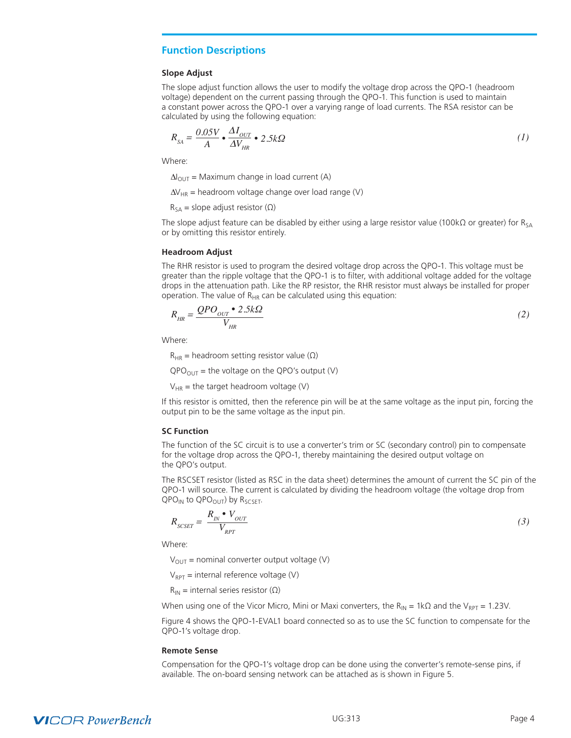## Function Descriptions

### Slope Adjust

The slope adjust function allows the user to modify the voltage drop across the QPO-1 (headroom voltage) dependent on the current passing through the QPO-1. This function is used to maintain a constant power across the QPO-1 over a varying range of load currents. The RSA resistor can be calculated by using the following equation:

$$R_{SA} = \frac{0.05V}{A} \bullet \frac{\Delta I_{OUT}}{\Delta V_{HR}} \bullet 2.5k\Omega \tag{1}$$

Where:

$\Delta I_{OUT}$ = Maximum change in load current (A)

$\Delta V_{HR}$ = headroom voltage change over load range (V)

$R_{SA}$ = slope adjust resistor (Ω)

The slope adjust feature can be disabled by either using a large resistor value (100kΩ or greater) for $R_{SA}$ or by omitting this resistor entirely.

### Headroom Adjust

The RHR resistor is used to program the desired voltage drop across the QPO-1. This voltage must be greater than the ripple voltage that the QPO-1 is to filter, with additional voltage added for the voltage drops in the attenuation path. Like the RP resistor, the RHR resistor must always be installed for proper operation. The value of $R_{HR}$ can be calculated using this equation:

$$R_{HR} = \frac{QPO_{OUT} \bullet 2.5k\Omega}{V_{HR}} \tag{2}$$

Where:

$R_{HR}$ = headroom setting resistor value (Ω)

$QPO_{OUT}$ = the voltage on the QPO's output (V)

$V_{HR}$ = the target headroom voltage (V)

If this resistor is omitted, then the reference pin will be at the same voltage as the input pin, forcing the output pin to be the same voltage as the input pin.

### SC Function

The function of the SC circuit is to use a converter's trim or SC (secondary control) pin to compensate for the voltage drop across the QPO-1, thereby maintaining the desired output voltage on the QPO's output.

The RSCSET resistor (listed as RSC in the data sheet) determines the amount of current the SC pin of the QPO-1 will source. The current is calculated by dividing the headroom voltage (the voltage drop from $QPO_{IN}$ to $QPO_{OUT}$) by $R_{SCSET}$.

$$R_{SCSET} = \frac{R_{IN} \bullet V_{OUT}}{V_{RPT}} \tag{3}$$

Where:

$V_{OUT}$ = nominal converter output voltage (V)

$V_{RPT}$ = internal reference voltage (V)

$R_{IN}$ = internal series resistor (Ω)

When using one of the Vicor Micro, Mini or Maxi converters, the $R_{IN}$ = 1kΩ and the $V_{RPT}$ = 1.23V.

Figure 4 shows the QPO-1-EVAL1 board connected so as to use the SC function to compensate for the QPO-1's voltage drop.

### Remote Sense

Compensation for the QPO-1's voltage drop can be done using the converter's remote-sense pins, if available. The on-board sensing network can be attached as is shown in Figure 5.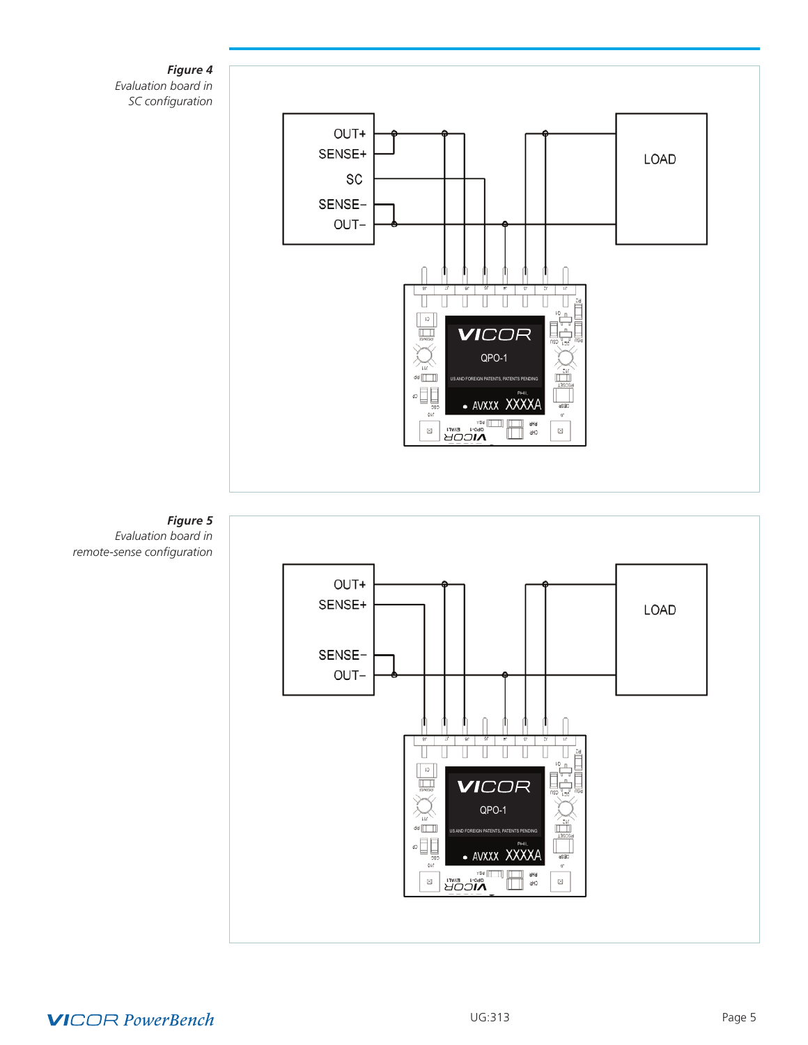***Figure 4***
*Evaluation board in SC configuration*

***Figure 5***
*Evaluation board in remote-sense configuration*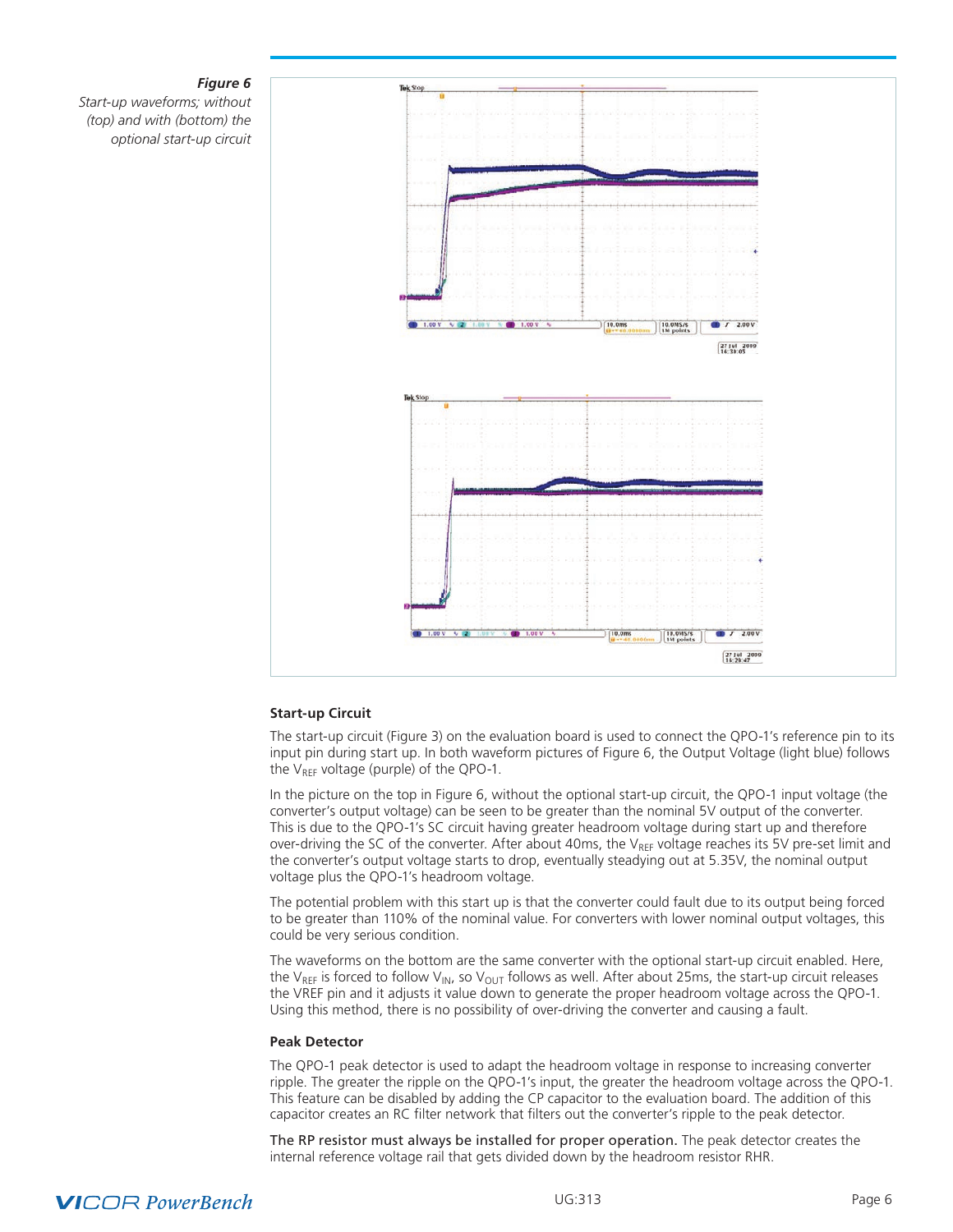*Figure 6*
*Start-up waveforms; without (top) and with (bottom) the optional start-up circuit*

### Start-up Circuit

The start-up circuit (Figure 3) on the evaluation board is used to connect the QPO-1's reference pin to its input pin during start up. In both waveform pictures of Figure 6, the Output Voltage (light blue) follows the $V_{REF}$ voltage (purple) of the QPO-1.

In the picture on the top in Figure 6, without the optional start-up circuit, the QPO-1 input voltage (the converter's output voltage) can be seen to be greater than the nominal 5V output of the converter. This is due to the QPO-1's SC circuit having greater headroom voltage during start up and therefore over-driving the SC of the converter. After about 40ms, the $V_{REF}$ voltage reaches its 5V pre-set limit and the converter's output voltage starts to drop, eventually steadying out at 5.35V, the nominal output voltage plus the QPO-1's headroom voltage.

The potential problem with this start up is that the converter could fault due to its output being forced to be greater than 110% of the nominal value. For converters with lower nominal output voltages, this could be very serious condition.

The waveforms on the bottom are the same converter with the optional start-up circuit enabled. Here, the $V_{REF}$ is forced to follow $V_{IN}$, so $V_{OUT}$ follows as well. After about 25ms, the start-up circuit releases the VREF pin and it adjusts it value down to generate the proper headroom voltage across the QPO-1. Using this method, there is no possibility of over-driving the converter and causing a fault.

### Peak Detector

The QPO-1 peak detector is used to adapt the headroom voltage in response to increasing converter ripple. The greater the ripple on the QPO-1's input, the greater the headroom voltage across the QPO-1. This feature can be disabled by adding the CP capacitor to the evaluation board. The addition of this capacitor creates an RC filter network that filters out the converter's ripple to the peak detector.

The RP resistor must always be installed for proper operation. The peak detector creates the internal reference voltage rail that gets divided down by the headroom resistor RHR.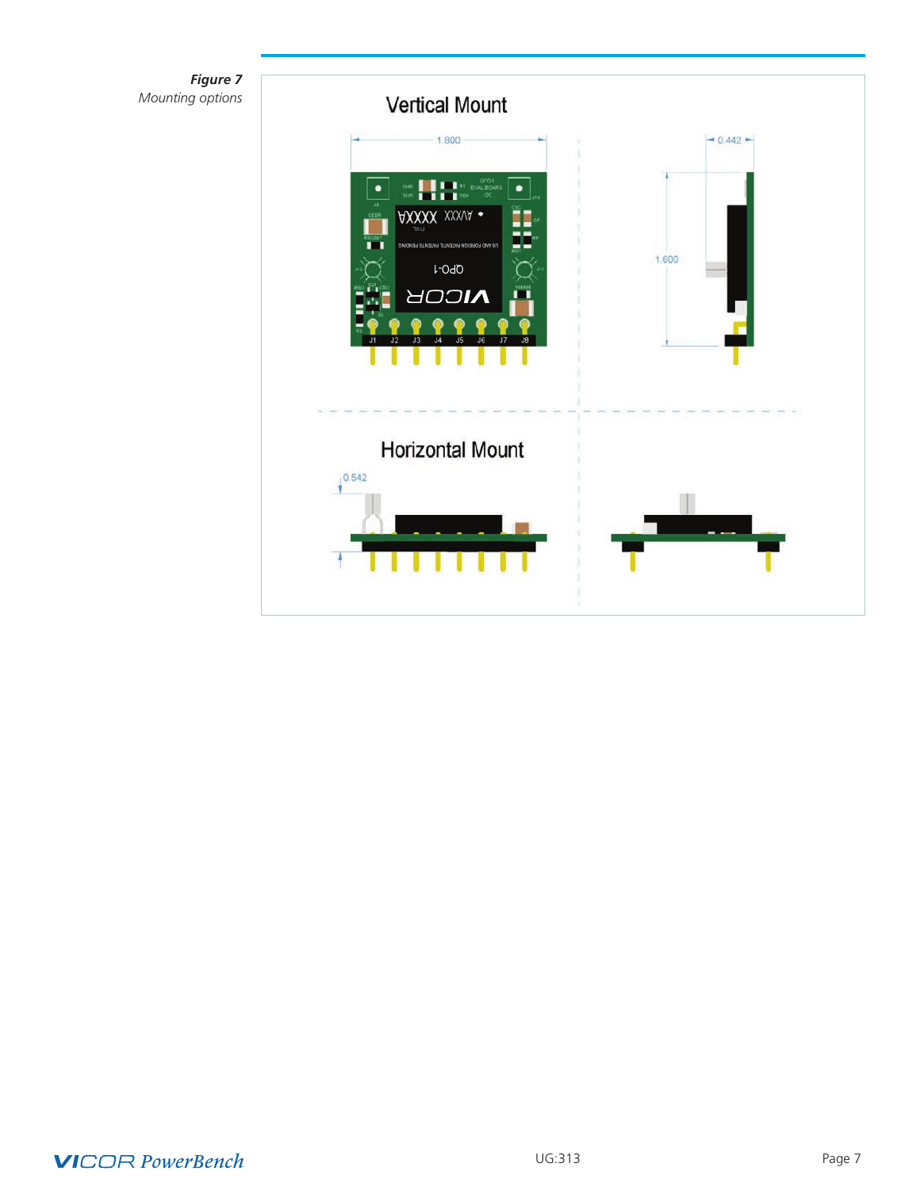***Figure 7***
*Mounting options*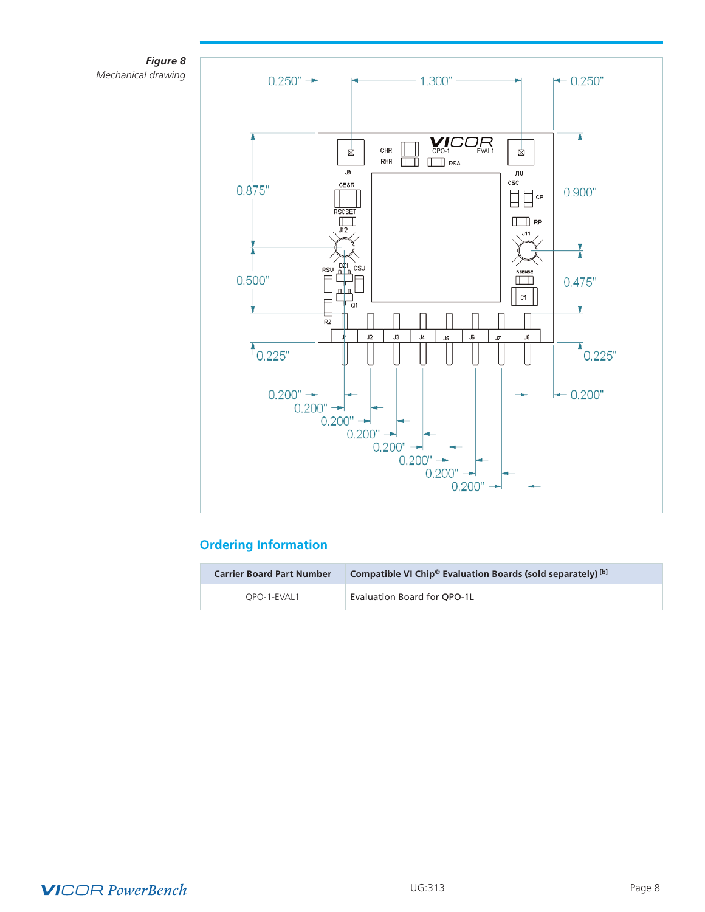*Figure 8*
*Mechanical drawing*

## Ordering Information

| Carrier Board Part Number | Compatible VI Chip® Evaluation Boards (sold separately) [b] |
|---|---|
| QPO-1-EVAL1 | Evaluation Board for QPO-1L |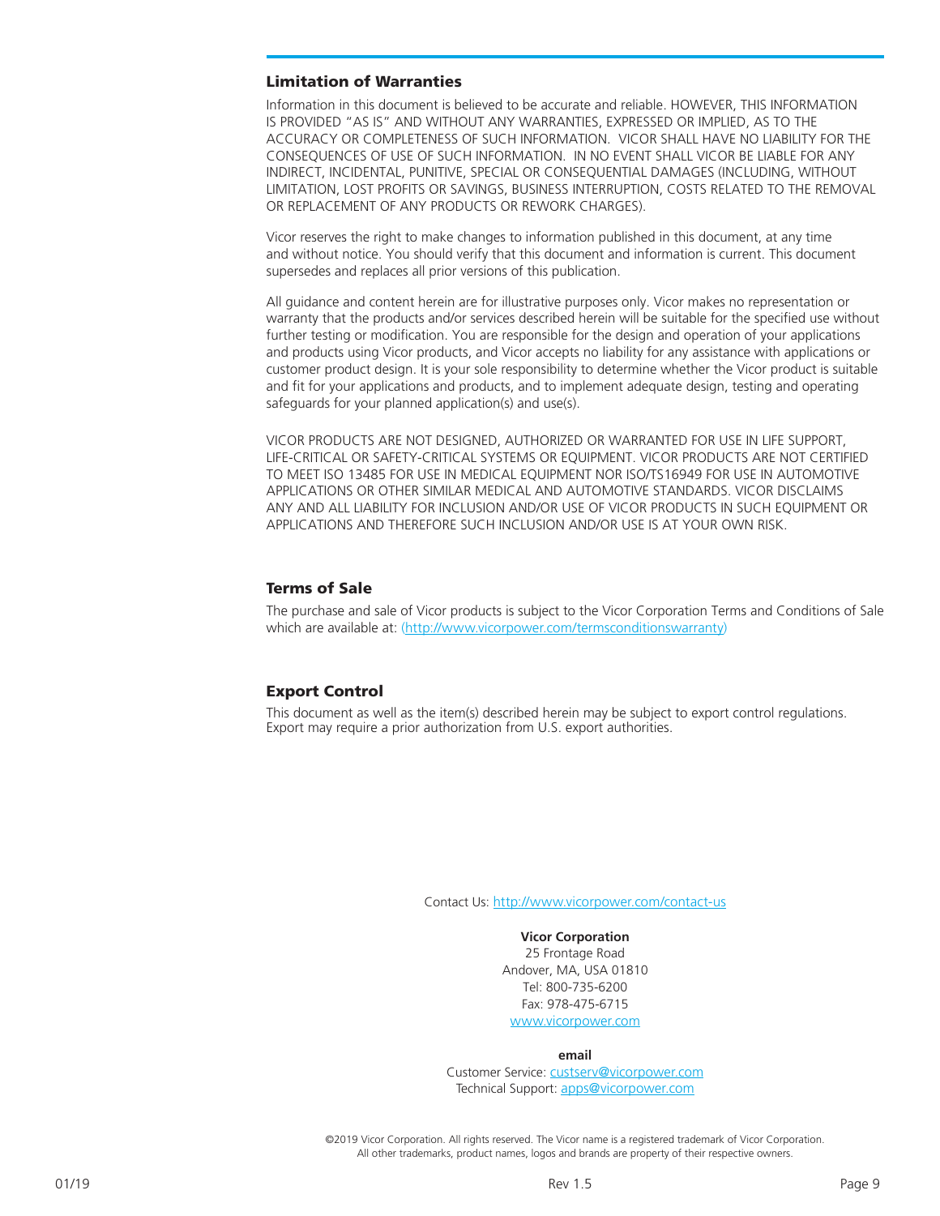## Limitation of Warranties

Information in this document is believed to be accurate and reliable. HOWEVER, THIS INFORMATION IS PROVIDED "AS IS" AND WITHOUT ANY WARRANTIES, EXPRESSED OR IMPLIED, AS TO THE ACCURACY OR COMPLETENESS OF SUCH INFORMATION. VICOR SHALL HAVE NO LIABILITY FOR THE CONSEQUENCES OF USE OF SUCH INFORMATION. IN NO EVENT SHALL VICOR BE LIABLE FOR ANY INDIRECT, INCIDENTAL, PUNITIVE, SPECIAL OR CONSEQUENTIAL DAMAGES (INCLUDING, WITHOUT LIMITATION, LOST PROFITS OR SAVINGS, BUSINESS INTERRUPTION, COSTS RELATED TO THE REMOVAL OR REPLACEMENT OF ANY PRODUCTS OR REWORK CHARGES).

Vicor reserves the right to make changes to information published in this document, at any time and without notice. You should verify that this document and information is current. This document supersedes and replaces all prior versions of this publication.

All guidance and content herein are for illustrative purposes only. Vicor makes no representation or warranty that the products and/or services described herein will be suitable for the specified use without further testing or modification. You are responsible for the design and operation of your applications and products using Vicor products, and Vicor accepts no liability for any assistance with applications or customer product design. It is your sole responsibility to determine whether the Vicor product is suitable and fit for your applications and products, and to implement adequate design, testing and operating safeguards for your planned application(s) and use(s).

VICOR PRODUCTS ARE NOT DESIGNED, AUTHORIZED OR WARRANTED FOR USE IN LIFE SUPPORT, LIFE-CRITICAL OR SAFETY-CRITICAL SYSTEMS OR EQUIPMENT. VICOR PRODUCTS ARE NOT CERTIFIED TO MEET ISO 13485 FOR USE IN MEDICAL EQUIPMENT NOR ISO/TS16949 FOR USE IN AUTOMOTIVE APPLICATIONS OR OTHER SIMILAR MEDICAL AND AUTOMOTIVE STANDARDS. VICOR DISCLAIMS ANY AND ALL LIABILITY FOR INCLUSION AND/OR USE OF VICOR PRODUCTS IN SUCH EQUIPMENT OR APPLICATIONS AND THEREFORE SUCH INCLUSION AND/OR USE IS AT YOUR OWN RISK.

## Terms of Sale

The purchase and sale of Vicor products is subject to the Vicor Corporation Terms and Conditions of Sale which are available at: (http://www.vicorpower.com/termsconditionswarranty)

## Export Control

This document as well as the item(s) described herein may be subject to export control regulations. Export may require a prior authorization from U.S. export authorities.

Contact Us: http://www.vicorpower.com/contact-us

**Vicor Corporation**
25 Frontage Road
Andover, MA, USA 01810
Tel: 800-735-6200
Fax: 978-475-6715
www.vicorpower.com

**email**
Customer Service: custserv@vicorpower.com
Technical Support: apps@vicorpower.com

©2019 Vicor Corporation. All rights reserved. The Vicor name is a registered trademark of Vicor Corporation.
All other trademarks, product names, logos and brands are property of their respective owners.

01/19 Rev 1.5